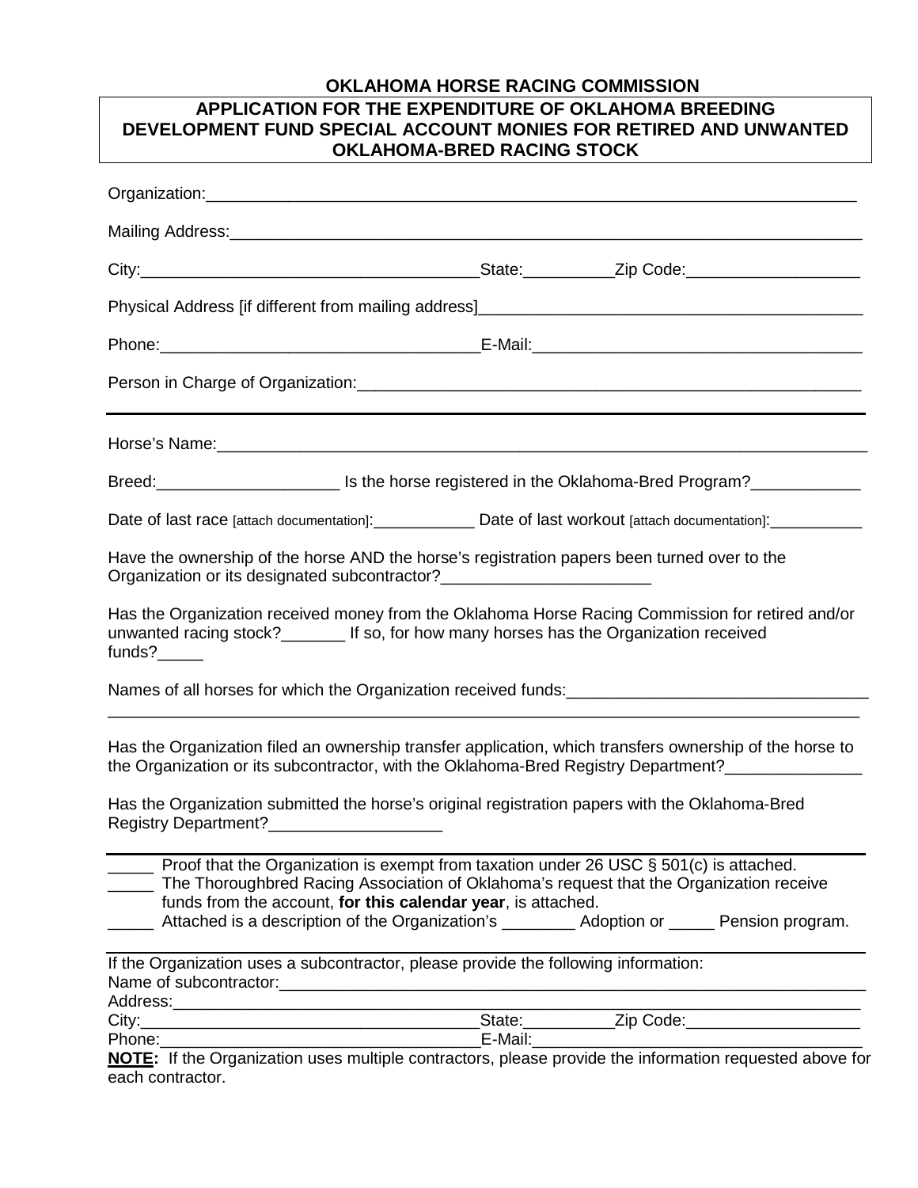# OKLAHOMA HORSE RACING COMMISSION

## APPLICATION FOR THE EXPENDITURE OF OKLAHOMA BREEDING DEVELOPMENT FUND SPECIAL ACCOUNT MONIES FOR RETIRED AND UNWANTED OKLAHOMA-BRED RACING STOCK

Organization:___________________________________________________________________________

Mailing Address:_________________________________________________________________________

City:____________________________________State:__________Zip Code:___________________

Physical Address [if different from mailing address]___________________________________________

Phone:___________________________________E-Mail:____________________________________

Person in Charge of Organization:__________________________________________________________

---

Horse's Name:___________________________________________________________________________

Breed:____________________ Is the horse registered in the Oklahoma-Bred Program?____________

Date of last race [attach documentation]:___________ Date of last workout [attach documentation]:__________

Have the ownership of the horse AND the horse's registration papers been turned over to the Organization or its designated subcontractor?_______________________

Has the Organization received money from the Oklahoma Horse Racing Commission for retired and/or unwanted racing stock?_______ If so, for how many horses has the Organization received funds?_____

Names of all horses for which the Organization received funds:_________________________________
_____________________________________________________________________________________

Has the Organization filed an ownership transfer application, which transfers ownership of the horse to the Organization or its subcontractor, with the Oklahoma-Bred Registry Department?_______________

Has the Organization submitted the horse's original registration papers with the Oklahoma-Bred Registry Department?___________________

---

_____ Proof that the Organization is exempt from taxation under 26 USC § 501(c) is attached.

_____ The Thoroughbred Racing Association of Oklahoma's request that the Organization receive funds from the account, **for this calendar year**, is attached.

_____ Attached is a description of the Organization's ________ Adoption or _____ Pension program.

---

If the Organization uses a subcontractor, please provide the following information:

Name of subcontractor:___________________________________________________________________

Address:_______________________________________________________________________________

City:____________________________________State:__________Zip Code:___________________

Phone:___________________________________E-Mail:____________________________________

**NOTE:** If the Organization uses multiple contractors, please provide the information requested above for each contractor.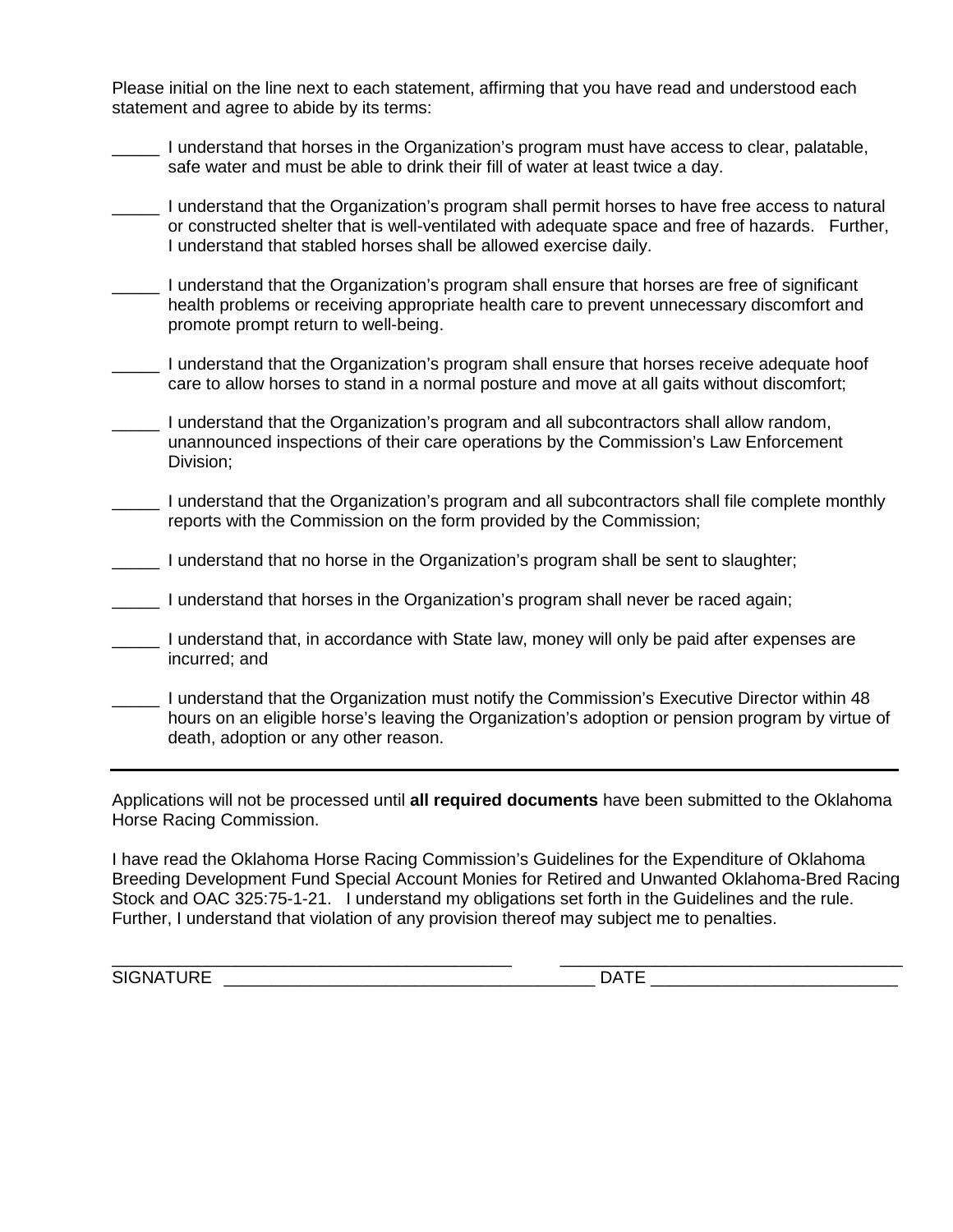Please initial on the line next to each statement, affirming that you have read and understood each statement and agree to abide by its terms:

_____ I understand that horses in the Organization's program must have access to clear, palatable, safe water and must be able to drink their fill of water at least twice a day.

_____ I understand that the Organization's program shall permit horses to have free access to natural or constructed shelter that is well-ventilated with adequate space and free of hazards. Further, I understand that stabled horses shall be allowed exercise daily.

_____ I understand that the Organization's program shall ensure that horses are free of significant health problems or receiving appropriate health care to prevent unnecessary discomfort and promote prompt return to well-being.

_____ I understand that the Organization's program shall ensure that horses receive adequate hoof care to allow horses to stand in a normal posture and move at all gaits without discomfort;

_____ I understand that the Organization's program and all subcontractors shall allow random, unannounced inspections of their care operations by the Commission's Law Enforcement Division;

_____ I understand that the Organization's program and all subcontractors shall file complete monthly reports with the Commission on the form provided by the Commission;

_____ I understand that no horse in the Organization's program shall be sent to slaughter;

_____ I understand that horses in the Organization's program shall never be raced again;

_____ I understand that, in accordance with State law, money will only be paid after expenses are incurred; and

_____ I understand that the Organization must notify the Commission's Executive Director within 48 hours on an eligible horse's leaving the Organization's adoption or pension program by virtue of death, adoption or any other reason.

---

Applications will not be processed until **all required documents** have been submitted to the Oklahoma Horse Racing Commission.

I have read the Oklahoma Horse Racing Commission's Guidelines for the Expenditure of Oklahoma Breeding Development Fund Special Account Monies for Retired and Unwanted Oklahoma-Bred Racing Stock and OAC 325:75-1-21. I understand my obligations set forth in the Guidelines and the rule. Further, I understand that violation of any provision thereof may subject me to penalties.

_____________________________________________ ______________________________________

SIGNATURE _______________________________________ DATE ___________________________